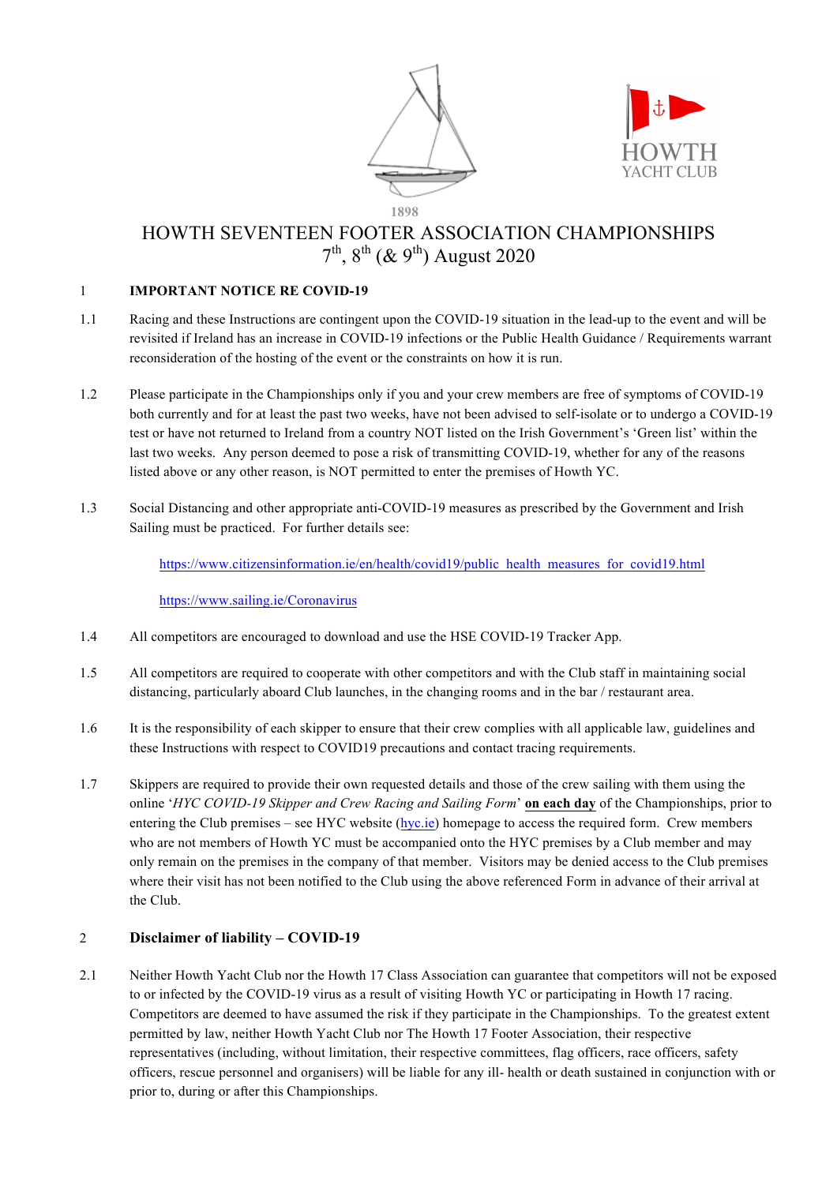1898

HOWTH YACHT CLUB

# HOWTH SEVENTEEN FOOTER ASSOCIATION CHAMPIONSHIPS

## 7th, 8th (& 9th) August 2020

1 **IMPORTANT NOTICE RE COVID-19**

1.1 Racing and these Instructions are contingent upon the COVID-19 situation in the lead-up to the event and will be revisited if Ireland has an increase in COVID-19 infections or the Public Health Guidance / Requirements warrant reconsideration of the hosting of the event or the constraints on how it is run.

1.2 Please participate in the Championships only if you and your crew members are free of symptoms of COVID-19 both currently and for at least the past two weeks, have not been advised to self-isolate or to undergo a COVID-19 test or have not returned to Ireland from a country NOT listed on the Irish Government's 'Green list' within the last two weeks. Any person deemed to pose a risk of transmitting COVID-19, whether for any of the reasons listed above or any other reason, is NOT permitted to enter the premises of Howth YC.

1.3 Social Distancing and other appropriate anti-COVID-19 measures as prescribed by the Government and Irish Sailing must be practiced. For further details see:

https://www.citizensinformation.ie/en/health/covid19/public_health_measures_for_covid19.html

https://www.sailing.ie/Coronavirus

1.4 All competitors are encouraged to download and use the HSE COVID-19 Tracker App.

1.5 All competitors are required to cooperate with other competitors and with the Club staff in maintaining social distancing, particularly aboard Club launches, in the changing rooms and in the bar / restaurant area.

1.6 It is the responsibility of each skipper to ensure that their crew complies with all applicable law, guidelines and these Instructions with respect to COVID19 precautions and contact tracing requirements.

1.7 Skippers are required to provide their own requested details and those of the crew sailing with them using the online '*HYC COVID-19 Skipper and Crew Racing and Sailing Form*' **on each day** of the Championships, prior to entering the Club premises – see HYC website (hyc.ie) homepage to access the required form. Crew members who are not members of Howth YC must be accompanied onto the HYC premises by a Club member and may only remain on the premises in the company of that member. Visitors may be denied access to the Club premises where their visit has not been notified to the Club using the above referenced Form in advance of their arrival at the Club.

2 **Disclaimer of liability – COVID-19**

2.1 Neither Howth Yacht Club nor the Howth 17 Class Association can guarantee that competitors will not be exposed to or infected by the COVID-19 virus as a result of visiting Howth YC or participating in Howth 17 racing. Competitors are deemed to have assumed the risk if they participate in the Championships. To the greatest extent permitted by law, neither Howth Yacht Club nor The Howth 17 Footer Association, their respective representatives (including, without limitation, their respective committees, flag officers, race officers, safety officers, rescue personnel and organisers) will be liable for any ill- health or death sustained in conjunction with or prior to, during or after this Championships.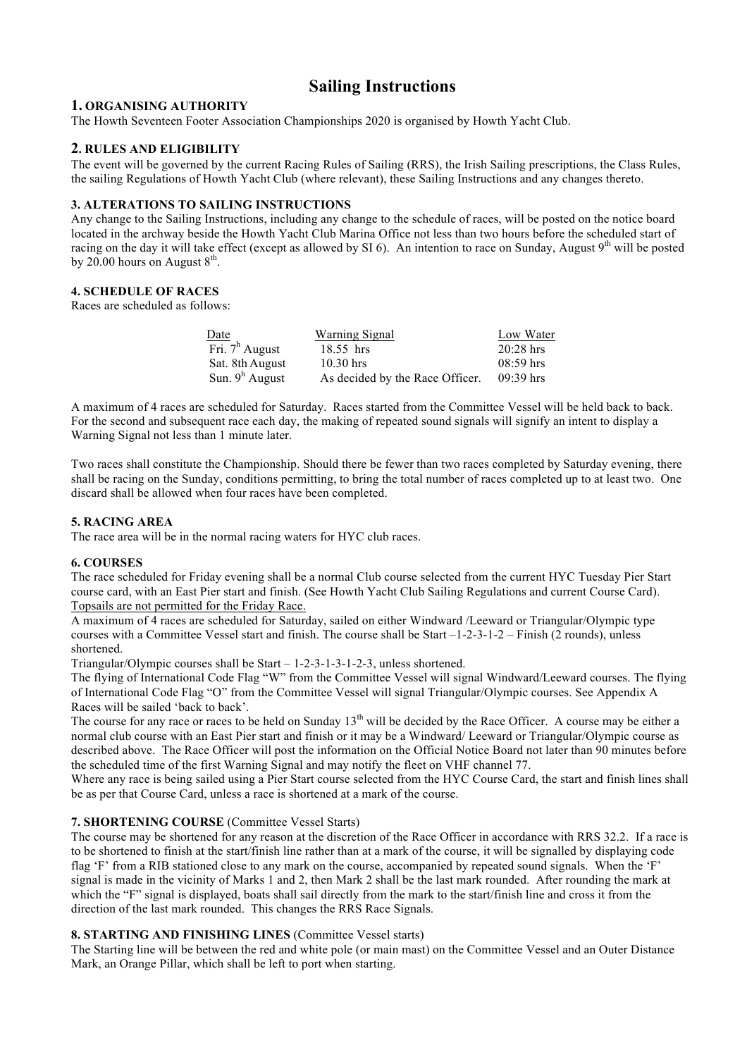# Sailing Instructions

## 1. ORGANISING AUTHORITY

The Howth Seventeen Footer Association Championships 2020 is organised by Howth Yacht Club.

## 2. RULES AND ELIGIBILITY

The event will be governed by the current Racing Rules of Sailing (RRS), the Irish Sailing prescriptions, the Class Rules, the sailing Regulations of Howth Yacht Club (where relevant), these Sailing Instructions and any changes thereto.

### 3. ALTERATIONS TO SAILING INSTRUCTIONS

Any change to the Sailing Instructions, including any change to the schedule of races, will be posted on the notice board located in the archway beside the Howth Yacht Club Marina Office not less than two hours before the scheduled start of racing on the day it will take effect (except as allowed by SI 6). An intention to race on Sunday, August 9th will be posted by 20.00 hours on August 8th.

### 4. SCHEDULE OF RACES

Races are scheduled as follows:

| Date | Warning Signal | Low Water |
|---|---|---|
| Fri. 7h August | 18.55 hrs | 20:28 hrs |
| Sat. 8th August | 10.30 hrs | 08:59 hrs |
| Sun. 9h August | As decided by the Race Officer. | 09:39 hrs |

A maximum of 4 races are scheduled for Saturday. Races started from the Committee Vessel will be held back to back. For the second and subsequent race each day, the making of repeated sound signals will signify an intent to display a Warning Signal not less than 1 minute later.

Two races shall constitute the Championship. Should there be fewer than two races completed by Saturday evening, there shall be racing on the Sunday, conditions permitting, to bring the total number of races completed up to at least two. One discard shall be allowed when four races have been completed.

### 5. RACING AREA

The race area will be in the normal racing waters for HYC club races.

### 6. COURSES

The race scheduled for Friday evening shall be a normal Club course selected from the current HYC Tuesday Pier Start course card, with an East Pier start and finish. (See Howth Yacht Club Sailing Regulations and current Course Card). Topsails are not permitted for the Friday Race.

A maximum of 4 races are scheduled for Saturday, sailed on either Windward /Leeward or Triangular/Olympic type courses with a Committee Vessel start and finish. The course shall be Start –1-2-3-1-2 – Finish (2 rounds), unless shortened.

Triangular/Olympic courses shall be Start – 1-2-3-1-3-1-2-3, unless shortened.

The flying of International Code Flag "W" from the Committee Vessel will signal Windward/Leeward courses. The flying of International Code Flag "O" from the Committee Vessel will signal Triangular/Olympic courses. See Appendix A Races will be sailed 'back to back'.

The course for any race or races to be held on Sunday 13th will be decided by the Race Officer. A course may be either a normal club course with an East Pier start and finish or it may be a Windward/ Leeward or Triangular/Olympic course as described above. The Race Officer will post the information on the Official Notice Board not later than 90 minutes before the scheduled time of the first Warning Signal and may notify the fleet on VHF channel 77.

Where any race is being sailed using a Pier Start course selected from the HYC Course Card, the start and finish lines shall be as per that Course Card, unless a race is shortened at a mark of the course.

### 7. SHORTENING COURSE (Committee Vessel Starts)

The course may be shortened for any reason at the discretion of the Race Officer in accordance with RRS 32.2. If a race is to be shortened to finish at the start/finish line rather than at a mark of the course, it will be signalled by displaying code flag 'F' from a RIB stationed close to any mark on the course, accompanied by repeated sound signals. When the 'F' signal is made in the vicinity of Marks 1 and 2, then Mark 2 shall be the last mark rounded. After rounding the mark at which the "F" signal is displayed, boats shall sail directly from the mark to the start/finish line and cross it from the direction of the last mark rounded. This changes the RRS Race Signals.

### 8. STARTING AND FINISHING LINES (Committee Vessel starts)

The Starting line will be between the red and white pole (or main mast) on the Committee Vessel and an Outer Distance Mark, an Orange Pillar, which shall be left to port when starting.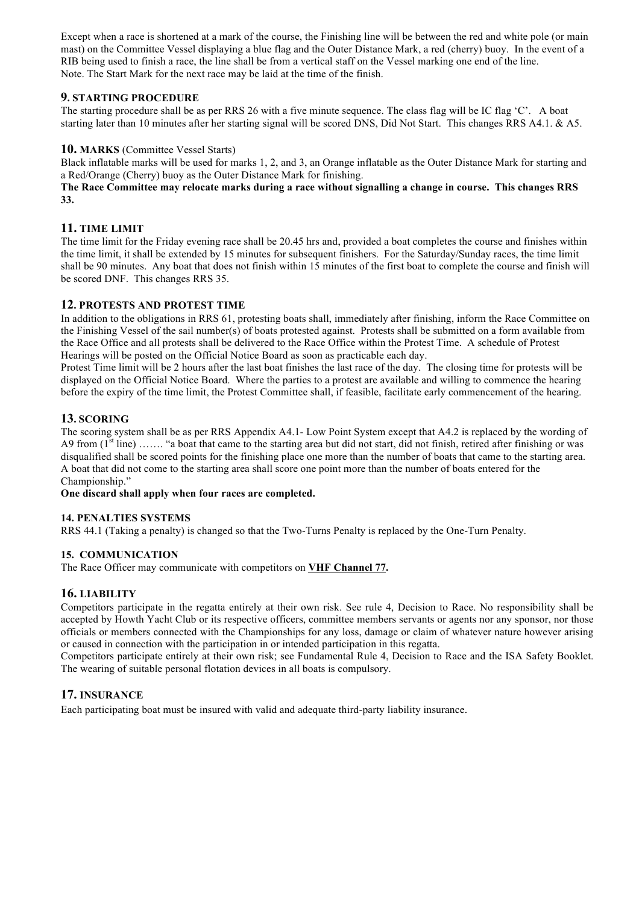Except when a race is shortened at a mark of the course, the Finishing line will be between the red and white pole (or main mast) on the Committee Vessel displaying a blue flag and the Outer Distance Mark, a red (cherry) buoy. In the event of a RIB being used to finish a race, the line shall be from a vertical staff on the Vessel marking one end of the line.
Note. The Start Mark for the next race may be laid at the time of the finish.

## 9. STARTING PROCEDURE

The starting procedure shall be as per RRS 26 with a five minute sequence. The class flag will be IC flag 'C'. A boat starting later than 10 minutes after her starting signal will be scored DNS, Did Not Start. This changes RRS A4.1. & A5.

## 10. MARKS (Committee Vessel Starts)

Black inflatable marks will be used for marks 1, 2, and 3, an Orange inflatable as the Outer Distance Mark for starting and a Red/Orange (Cherry) buoy as the Outer Distance Mark for finishing.

**The Race Committee may relocate marks during a race without signalling a change in course. This changes RRS 33.**

## 11. TIME LIMIT

The time limit for the Friday evening race shall be 20.45 hrs and, provided a boat completes the course and finishes within the time limit, it shall be extended by 15 minutes for subsequent finishers. For the Saturday/Sunday races, the time limit shall be 90 minutes. Any boat that does not finish within 15 minutes of the first boat to complete the course and finish will be scored DNF. This changes RRS 35.

## 12. PROTESTS AND PROTEST TIME

In addition to the obligations in RRS 61, protesting boats shall, immediately after finishing, inform the Race Committee on the Finishing Vessel of the sail number(s) of boats protested against. Protests shall be submitted on a form available from the Race Office and all protests shall be delivered to the Race Office within the Protest Time. A schedule of Protest Hearings will be posted on the Official Notice Board as soon as practicable each day.

Protest Time limit will be 2 hours after the last boat finishes the last race of the day. The closing time for protests will be displayed on the Official Notice Board. Where the parties to a protest are available and willing to commence the hearing before the expiry of the time limit, the Protest Committee shall, if feasible, facilitate early commencement of the hearing.

## 13. SCORING

The scoring system shall be as per RRS Appendix A4.1- Low Point System except that A4.2 is replaced by the wording of A9 from (1st line) ……. "a boat that came to the starting area but did not start, did not finish, retired after finishing or was disqualified shall be scored points for the finishing place one more than the number of boats that came to the starting area. A boat that did not come to the starting area shall score one point more than the number of boats entered for the Championship."

**One discard shall apply when four races are completed.**

### 14. PENALTIES SYSTEMS

RRS 44.1 (Taking a penalty) is changed so that the Two-Turns Penalty is replaced by the One-Turn Penalty.

### 15. COMMUNICATION

The Race Officer may communicate with competitors on **VHF Channel 77.**

## 16. LIABILITY

Competitors participate in the regatta entirely at their own risk. See rule 4, Decision to Race. No responsibility shall be accepted by Howth Yacht Club or its respective officers, committee members servants or agents nor any sponsor, nor those officials or members connected with the Championships for any loss, damage or claim of whatever nature however arising or caused in connection with the participation in or intended participation in this regatta.

Competitors participate entirely at their own risk; see Fundamental Rule 4, Decision to Race and the ISA Safety Booklet. The wearing of suitable personal flotation devices in all boats is compulsory.

## 17. INSURANCE

Each participating boat must be insured with valid and adequate third-party liability insurance.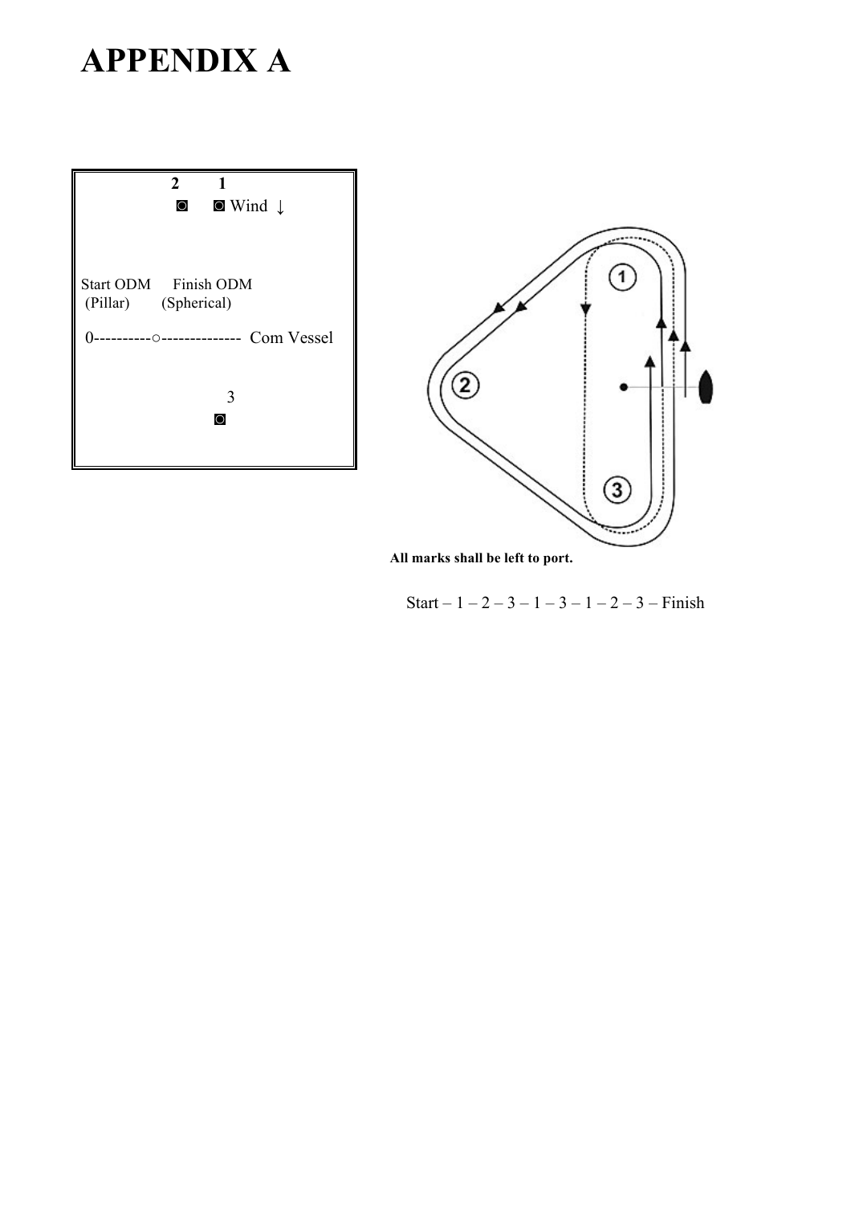# APPENDIX A

2 1

◙ ◙ Wind ↓

Start ODM Finish ODM
(Pillar) (Spherical)

0----------○-------------- Com Vessel

3

◙

1

2

3

All marks shall be left to port.

Start – 1 – 2 – 3 – 1 – 3 – 1 – 2 – 3 – Finish